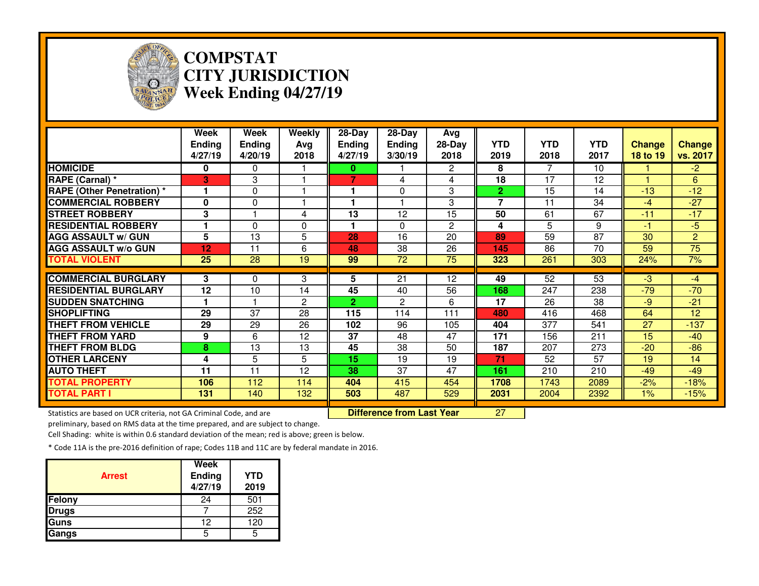# COMPSTAT
# CITY JURISDICTION
# Week Ending 04/27/19

| | Week Ending 4/27/19 | Week Ending 4/20/19 | Weekly Avg 2018 | 28-Day Ending 4/27/19 | 28-Day Ending 3/30/19 | Avg 28-Day 2018 | YTD 2019 | YTD 2018 | YTD 2017 | Change 18 to 19 | Change vs. 2017 |
|---|---|---|---|---|---|---|---|---|---|---|---|
| HOMICIDE | 0 | 0 | 1 | 0 | 1 | 2 | 8 | 7 | 10 | 1 | -2 |
| RAPE (Carnal) * | 3 | 3 | 1 | 7 | 4 | 4 | 18 | 17 | 12 | 1 | 6 |
| RAPE (Other Penetration) * | 1 | 0 | 1 | 1 | 0 | 3 | 2 | 15 | 14 | -13 | -12 |
| COMMERCIAL ROBBERY | 0 | 0 | 1 | 1 | 1 | 3 | 7 | 11 | 34 | -4 | -27 |
| STREET ROBBERY | 3 | 1 | 4 | 13 | 12 | 15 | 50 | 61 | 67 | -11 | -17 |
| RESIDENTIAL ROBBERY | 1 | 0 | 0 | 1 | 0 | 2 | 4 | 5 | 9 | -1 | -5 |
| AGG ASSAULT w/ GUN | 5 | 13 | 5 | 28 | 16 | 20 | 89 | 59 | 87 | 30 | 2 |
| AGG ASSAULT w/o GUN | 12 | 11 | 6 | 48 | 38 | 26 | 145 | 86 | 70 | 59 | 75 |
| TOTAL VIOLENT | 25 | 28 | 19 | 99 | 72 | 75 | 323 | 261 | 303 | 24% | 7% |
| COMMERCIAL BURGLARY | 3 | 0 | 3 | 5 | 21 | 12 | 49 | 52 | 53 | -3 | -4 |
| RESIDENTIAL BURGLARY | 12 | 10 | 14 | 45 | 40 | 56 | 168 | 247 | 238 | -79 | -70 |
| SUDDEN SNATCHING | 1 | 1 | 2 | 2 | 2 | 6 | 17 | 26 | 38 | -9 | -21 |
| SHOPLIFTING | 29 | 37 | 28 | 115 | 114 | 111 | 480 | 416 | 468 | 64 | 12 |
| THEFT FROM VEHICLE | 29 | 29 | 26 | 102 | 96 | 105 | 404 | 377 | 541 | 27 | -137 |
| THEFT FROM YARD | 9 | 6 | 12 | 37 | 48 | 47 | 171 | 156 | 211 | 15 | -40 |
| THEFT FROM BLDG | 8 | 13 | 13 | 45 | 38 | 50 | 187 | 207 | 273 | -20 | -86 |
| OTHER LARCENY | 4 | 5 | 5 | 15 | 19 | 19 | 71 | 52 | 57 | 19 | 14 |
| AUTO THEFT | 11 | 11 | 12 | 38 | 37 | 47 | 161 | 210 | 210 | -49 | -49 |
| TOTAL PROPERTY | 106 | 112 | 114 | 404 | 415 | 454 | 1708 | 1743 | 2089 | -2% | -18% |
| TOTAL PART I | 131 | 140 | 132 | 503 | 487 | 529 | 2031 | 2004 | 2392 | 1% | -15% |

**Difference from Last Year** 27

Statistics are based on UCR criteria, not GA Criminal Code, and are preliminary, based on RMS data at the time prepared, and are subject to change.

Cell Shading: white is within 0.6 standard deviation of the mean; red is above; green is below.

* Code 11A is the pre-2016 definition of rape; Codes 11B and 11C are by federal mandate in 2016.

| Arrest | Week Ending 4/27/19 | YTD 2019 |
|---|---|---|
| Felony | 24 | 501 |
| Drugs | 7 | 252 |
| Guns | 12 | 120 |
| Gangs | 5 | 5 |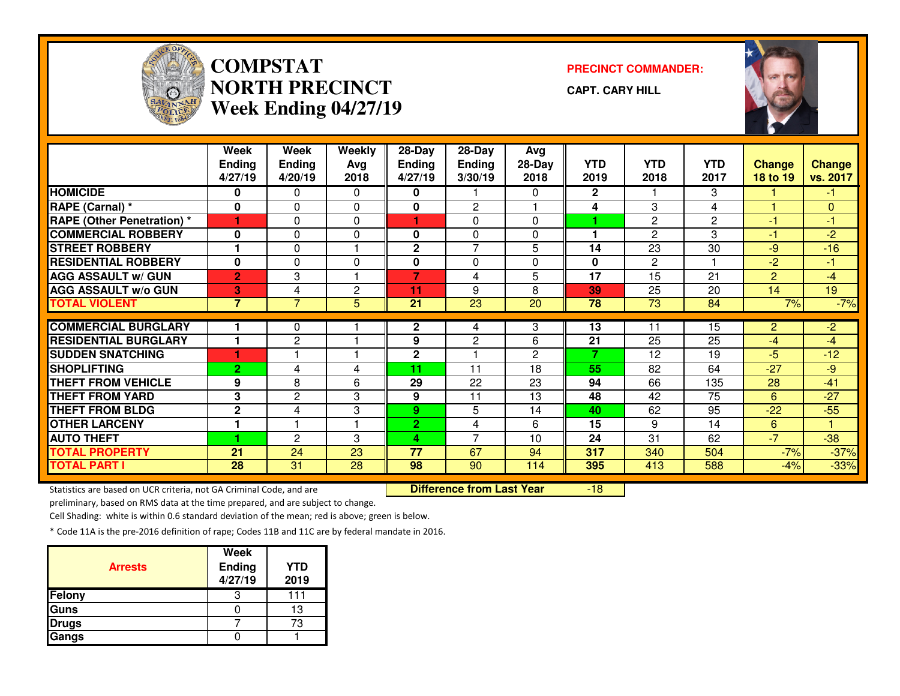# COMPSTAT NORTH PRECINCT
## Week Ending 04/27/19

**PRECINCT COMMANDER:**

**CAPT. CARY HILL**

| | Week Ending 4/27/19 | Week Ending 4/20/19 | Weekly Avg 2018 | 28-Day Ending 4/27/19 | 28-Day Ending 3/30/19 | Avg 28-Day 2018 | YTD 2019 | YTD 2018 | YTD 2017 | Change 18 to 19 | Change vs. 2017 |
|---|---|---|---|---|---|---|---|---|---|---|---|
| HOMICIDE | 0 | 0 | 0 | 0 | 1 | 0 | 2 | 1 | 3 | 1 | -1 |
| RAPE (Carnal) * | 0 | 0 | 0 | 0 | 2 | 1 | 4 | 3 | 4 | 1 | 0 |
| RAPE (Other Penetration) * | 1 | 0 | 0 | 1 | 0 | 0 | 1 | 2 | 2 | -1 | -1 |
| COMMERCIAL ROBBERY | 0 | 0 | 0 | 0 | 0 | 0 | 1 | 2 | 3 | -1 | -2 |
| STREET ROBBERY | 1 | 0 | 1 | 2 | 7 | 5 | 14 | 23 | 30 | -9 | -16 |
| RESIDENTIAL ROBBERY | 0 | 0 | 0 | 0 | 0 | 0 | 0 | 2 | 1 | -2 | -1 |
| AGG ASSAULT w/ GUN | 2 | 3 | 1 | 7 | 4 | 5 | 17 | 15 | 21 | 2 | -4 |
| AGG ASSAULT w/o GUN | 3 | 4 | 2 | 11 | 9 | 8 | 39 | 25 | 20 | 14 | 19 |
| TOTAL VIOLENT | 7 | 7 | 5 | 21 | 23 | 20 | 78 | 73 | 84 | 7% | -7% |
| COMMERCIAL BURGLARY | 1 | 0 | 1 | 2 | 4 | 3 | 13 | 11 | 15 | 2 | -2 |
| RESIDENTIAL BURGLARY | 1 | 2 | 1 | 9 | 2 | 6 | 21 | 25 | 25 | -4 | -4 |
| SUDDEN SNATCHING | 1 | 1 | 1 | 2 | 1 | 2 | 7 | 12 | 19 | -5 | -12 |
| SHOPLIFTING | 2 | 4 | 4 | 11 | 11 | 18 | 55 | 82 | 64 | -27 | -9 |
| THEFT FROM VEHICLE | 9 | 8 | 6 | 29 | 22 | 23 | 94 | 66 | 135 | 28 | -41 |
| THEFT FROM YARD | 3 | 2 | 3 | 9 | 11 | 13 | 48 | 42 | 75 | 6 | -27 |
| THEFT FROM BLDG | 2 | 4 | 3 | 9 | 5 | 14 | 40 | 62 | 95 | -22 | -55 |
| OTHER LARCENY | 1 | 1 | 1 | 2 | 4 | 6 | 15 | 9 | 14 | 6 | 1 |
| AUTO THEFT | 1 | 2 | 3 | 4 | 7 | 10 | 24 | 31 | 62 | -7 | -38 |
| TOTAL PROPERTY | 21 | 24 | 23 | 77 | 67 | 94 | 317 | 340 | 504 | -7% | -37% |
| TOTAL PART I | 28 | 31 | 28 | 98 | 90 | 114 | 395 | 413 | 588 | -4% | -33% |

**Difference from Last Year** -18

Statistics are based on UCR criteria, not GA Criminal Code, and are preliminary, based on RMS data at the time prepared, and are subject to change.

Cell Shading: white is within 0.6 standard deviation of the mean; red is above; green is below.

* Code 11A is the pre-2016 definition of rape; Codes 11B and 11C are by federal mandate in 2016.

| Arrests | Week Ending 4/27/19 | YTD 2019 |
|---|---|---|
| Felony | 3 | 111 |
| Guns | 0 | 13 |
| Drugs | 7 | 73 |
| Gangs | 0 | 1 |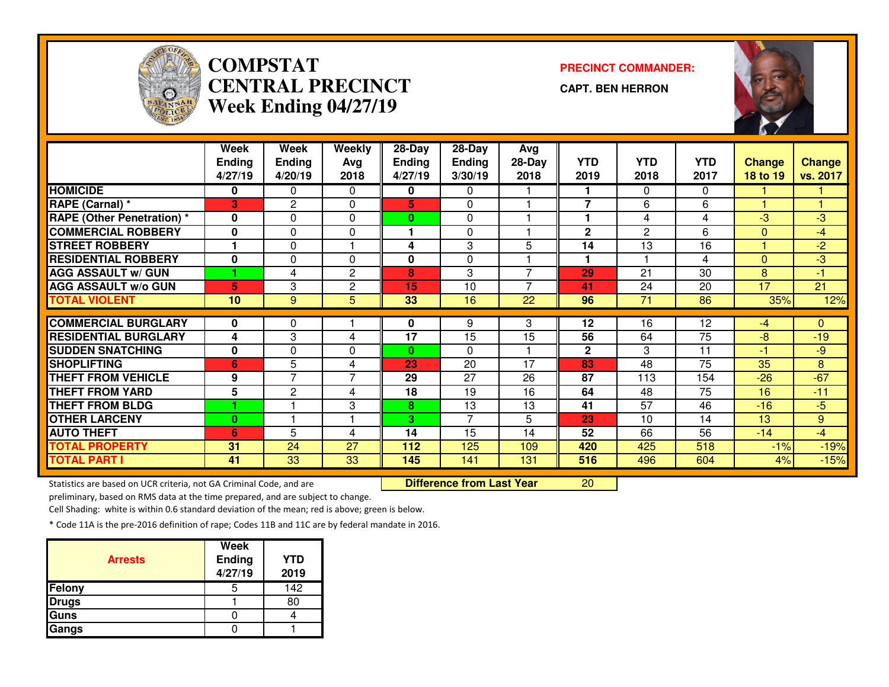# COMPSTAT CENTRAL PRECINCT Week Ending 04/27/19

**PRECINCT COMMANDER:**

**CAPT. BEN HERRON**

| | Week Ending 4/27/19 | Week Ending 4/20/19 | Weekly Avg 2018 | 28-Day Ending 4/27/19 | 28-Day Ending 3/30/19 | Avg 28-Day 2018 | YTD 2019 | YTD 2018 | YTD 2017 | Change 18 to 19 | Change vs. 2017 |
|---|---|---|---|---|---|---|---|---|---|---|---|
| HOMICIDE | 0 | 0 | 0 | 0 | 0 | 1 | 1 | 0 | 0 | 1 | 1 |
| RAPE (Carnal) * | 3 | 2 | 0 | 5 | 0 | 1 | 7 | 6 | 6 | 1 | 1 |
| RAPE (Other Penetration) * | 0 | 0 | 0 | 0 | 0 | 1 | 1 | 4 | 4 | -3 | -3 |
| COMMERCIAL ROBBERY | 0 | 0 | 0 | 1 | 0 | 1 | 2 | 2 | 6 | 0 | -4 |
| STREET ROBBERY | 1 | 0 | 1 | 4 | 3 | 5 | 14 | 13 | 16 | 1 | -2 |
| RESIDENTIAL ROBBERY | 0 | 0 | 0 | 0 | 0 | 1 | 1 | 1 | 4 | 0 | -3 |
| AGG ASSAULT w/ GUN | 1 | 4 | 2 | 8 | 3 | 7 | 29 | 21 | 30 | 8 | -1 |
| AGG ASSAULT w/o GUN | 5 | 3 | 2 | 15 | 10 | 7 | 41 | 24 | 20 | 17 | 21 |
| TOTAL VIOLENT | 10 | 9 | 5 | 33 | 16 | 22 | 96 | 71 | 86 | 35% | 12% |
| COMMERCIAL BURGLARY | 0 | 0 | 1 | 0 | 9 | 3 | 12 | 16 | 12 | -4 | 0 |
| RESIDENTIAL BURGLARY | 4 | 3 | 4 | 17 | 15 | 15 | 56 | 64 | 75 | -8 | -19 |
| SUDDEN SNATCHING | 0 | 0 | 0 | 0 | 0 | 1 | 2 | 3 | 11 | -1 | -9 |
| SHOPLIFTING | 6 | 5 | 4 | 23 | 20 | 17 | 83 | 48 | 75 | 35 | 8 |
| THEFT FROM VEHICLE | 9 | 7 | 7 | 29 | 27 | 26 | 87 | 113 | 154 | -26 | -67 |
| THEFT FROM YARD | 5 | 2 | 4 | 18 | 19 | 16 | 64 | 48 | 75 | 16 | -11 |
| THEFT FROM BLDG | 1 | 1 | 3 | 8 | 13 | 13 | 41 | 57 | 46 | -16 | -5 |
| OTHER LARCENY | 0 | 1 | 1 | 3 | 7 | 5 | 23 | 10 | 14 | 13 | 9 |
| AUTO THEFT | 6 | 5 | 4 | 14 | 15 | 14 | 52 | 66 | 56 | -14 | -4 |
| TOTAL PROPERTY | 31 | 24 | 27 | 112 | 125 | 109 | 420 | 425 | 518 | -1% | -19% |
| TOTAL PART I | 41 | 33 | 33 | 145 | 141 | 131 | 516 | 496 | 604 | 4% | -15% |

**Difference from Last Year** 20

Statistics are based on UCR criteria, not GA Criminal Code, and are preliminary, based on RMS data at the time prepared, and are subject to change.

Cell Shading: white is within 0.6 standard deviation of the mean; red is above; green is below.

* Code 11A is the pre-2016 definition of rape; Codes 11B and 11C are by federal mandate in 2016.

| Arrests | Week Ending 4/27/19 | YTD 2019 |
|---|---|---|
| Felony | 5 | 142 |
| Drugs | 1 | 80 |
| Guns | 0 | 4 |
| Gangs | 0 | 1 |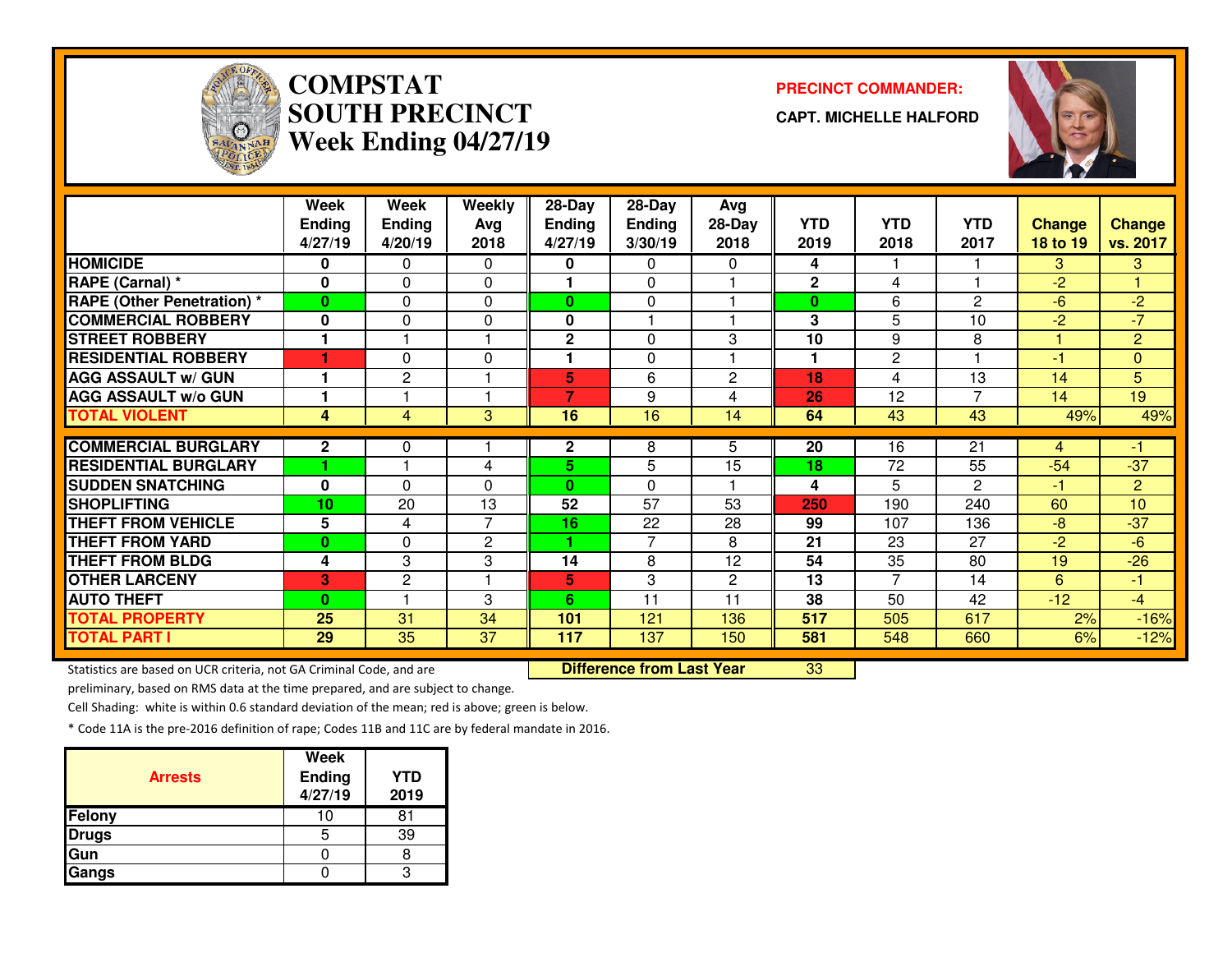# COMPSTAT SOUTH PRECINCT Week Ending 04/27/19

**PRECINCT COMMANDER:**

**CAPT. MICHELLE HALFORD**

| | Week Ending 4/27/19 | Week Ending 4/20/19 | Weekly Avg 2018 | 28-Day Ending 4/27/19 | 28-Day Ending 3/30/19 | Avg 28-Day 2018 | YTD 2019 | YTD 2018 | YTD 2017 | Change 18 to 19 | Change vs. 2017 |
|---|---|---|---|---|---|---|---|---|---|---|---|
| HOMICIDE | 0 | 0 | 0 | 0 | 0 | 0 | 4 | 1 | 1 | 3 | 3 |
| RAPE (Carnal) * | 0 | 0 | 0 | 1 | 0 | 1 | 2 | 4 | 1 | -2 | 1 |
| RAPE (Other Penetration) * | 0 | 0 | 0 | 0 | 0 | 1 | 0 | 6 | 2 | -6 | -2 |
| COMMERCIAL ROBBERY | 0 | 0 | 0 | 0 | 1 | 1 | 3 | 5 | 10 | -2 | -7 |
| STREET ROBBERY | 1 | 1 | 1 | 2 | 0 | 3 | 10 | 9 | 8 | 1 | 2 |
| RESIDENTIAL ROBBERY | 1 | 0 | 0 | 1 | 0 | 1 | 1 | 2 | 1 | -1 | 0 |
| AGG ASSAULT w/ GUN | 1 | 2 | 1 | 5 | 6 | 2 | 18 | 4 | 13 | 14 | 5 |
| AGG ASSAULT w/o GUN | 1 | 1 | 1 | 7 | 9 | 4 | 26 | 12 | 7 | 14 | 19 |
| TOTAL VIOLENT | 4 | 4 | 3 | 16 | 16 | 14 | 64 | 43 | 43 | 49% | 49% |
| COMMERCIAL BURGLARY | 2 | 0 | 1 | 2 | 8 | 5 | 20 | 16 | 21 | 4 | -1 |
| RESIDENTIAL BURGLARY | 1 | 1 | 4 | 5 | 5 | 15 | 18 | 72 | 55 | -54 | -37 |
| SUDDEN SNATCHING | 0 | 0 | 0 | 0 | 0 | 1 | 4 | 5 | 2 | -1 | 2 |
| SHOPLIFTING | 10 | 20 | 13 | 52 | 57 | 53 | 250 | 190 | 240 | 60 | 10 |
| THEFT FROM VEHICLE | 5 | 4 | 7 | 16 | 22 | 28 | 99 | 107 | 136 | -8 | -37 |
| THEFT FROM YARD | 0 | 0 | 2 | 1 | 7 | 8 | 21 | 23 | 27 | -2 | -6 |
| THEFT FROM BLDG | 4 | 3 | 3 | 14 | 8 | 12 | 54 | 35 | 80 | 19 | -26 |
| OTHER LARCENY | 3 | 2 | 1 | 5 | 3 | 2 | 13 | 7 | 14 | 6 | -1 |
| AUTO THEFT | 0 | 1 | 3 | 6 | 11 | 11 | 38 | 50 | 42 | -12 | -4 |
| TOTAL PROPERTY | 25 | 31 | 34 | 101 | 121 | 136 | 517 | 505 | 617 | 2% | -16% |
| TOTAL PART I | 29 | 35 | 37 | 117 | 137 | 150 | 581 | 548 | 660 | 6% | -12% |

**Difference from Last Year** 33

Statistics are based on UCR criteria, not GA Criminal Code, and are preliminary, based on RMS data at the time prepared, and are subject to change.

Cell Shading: white is within 0.6 standard deviation of the mean; red is above; green is below.

* Code 11A is the pre-2016 definition of rape; Codes 11B and 11C are by federal mandate in 2016.

| Arrests | Week Ending 4/27/19 | YTD 2019 |
|---|---|---|
| Felony | 10 | 81 |
| Drugs | 5 | 39 |
| Gun | 0 | 8 |
| Gangs | 0 | 3 |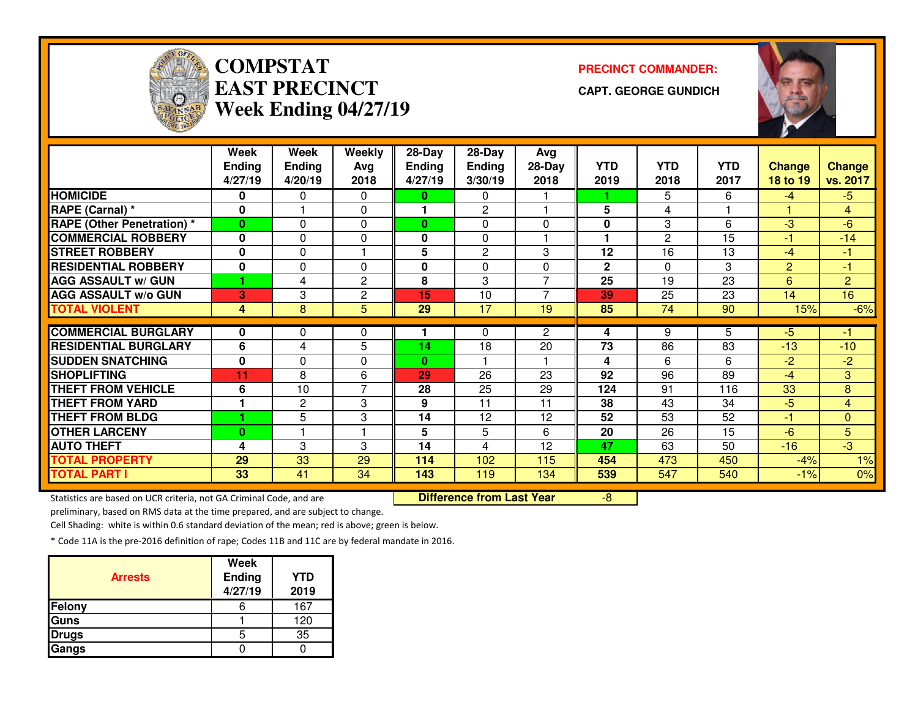# COMPSTAT EAST PRECINCT Week Ending 04/27/19

**PRECINCT COMMANDER:**

**CAPT. GEORGE GUNDICH**

| | Week Ending 4/27/19 | Week Ending 4/20/19 | Weekly Avg 2018 | 28-Day Ending 4/27/19 | 28-Day Ending 3/30/19 | Avg 28-Day 2018 | YTD 2019 | YTD 2018 | YTD 2017 | Change 18 to 19 | Change vs. 2017 |
|---|---|---|---|---|---|---|---|---|---|---|---|
| HOMICIDE | 0 | 0 | 0 | 0 | 0 | 1 | 1 | 5 | 6 | -4 | -5 |
| RAPE (Carnal) * | 0 | 1 | 0 | 1 | 2 | 1 | 5 | 4 | 1 | 1 | 4 |
| RAPE (Other Penetration) * | 0 | 0 | 0 | 0 | 0 | 0 | 0 | 3 | 6 | -3 | -6 |
| COMMERCIAL ROBBERY | 0 | 0 | 0 | 0 | 0 | 1 | 1 | 2 | 15 | -1 | -14 |
| STREET ROBBERY | 0 | 0 | 1 | 5 | 2 | 3 | 12 | 16 | 13 | -4 | -1 |
| RESIDENTIAL ROBBERY | 0 | 0 | 0 | 0 | 0 | 0 | 2 | 0 | 3 | 2 | -1 |
| AGG ASSAULT w/ GUN | 1 | 4 | 2 | 8 | 3 | 7 | 25 | 19 | 23 | 6 | 2 |
| AGG ASSAULT w/o GUN | 3 | 3 | 2 | 15 | 10 | 7 | 39 | 25 | 23 | 14 | 16 |
| TOTAL VIOLENT | 4 | 8 | 5 | 29 | 17 | 19 | 85 | 74 | 90 | 15% | -6% |
| COMMERCIAL BURGLARY | 0 | 0 | 0 | 1 | 0 | 2 | 4 | 9 | 5 | -5 | -1 |
| RESIDENTIAL BURGLARY | 6 | 4 | 5 | 14 | 18 | 20 | 73 | 86 | 83 | -13 | -10 |
| SUDDEN SNATCHING | 0 | 0 | 0 | 0 | 1 | 1 | 4 | 6 | 6 | -2 | -2 |
| SHOPLIFTING | 11 | 8 | 6 | 29 | 26 | 23 | 92 | 96 | 89 | -4 | 3 |
| THEFT FROM VEHICLE | 6 | 10 | 7 | 28 | 25 | 29 | 124 | 91 | 116 | 33 | 8 |
| THEFT FROM YARD | 1 | 2 | 3 | 9 | 11 | 11 | 38 | 43 | 34 | -5 | 4 |
| THEFT FROM BLDG | 1 | 5 | 3 | 14 | 12 | 12 | 52 | 53 | 52 | -1 | 0 |
| OTHER LARCENY | 0 | 1 | 1 | 5 | 5 | 6 | 20 | 26 | 15 | -6 | 5 |
| AUTO THEFT | 4 | 3 | 3 | 14 | 4 | 12 | 47 | 63 | 50 | -16 | -3 |
| TOTAL PROPERTY | 29 | 33 | 29 | 114 | 102 | 115 | 454 | 473 | 450 | -4% | 1% |
| TOTAL PART I | 33 | 41 | 34 | 143 | 119 | 134 | 539 | 547 | 540 | -1% | 0% |

**Difference from Last Year** -8

Statistics are based on UCR criteria, not GA Criminal Code, and are preliminary, based on RMS data at the time prepared, and are subject to change.

Cell Shading: white is within 0.6 standard deviation of the mean; red is above; green is below.

* Code 11A is the pre-2016 definition of rape; Codes 11B and 11C are by federal mandate in 2016.

| Arrests | Week Ending 4/27/19 | YTD 2019 |
|---|---|---|
| Felony | 6 | 167 |
| Guns | 1 | 120 |
| Drugs | 5 | 35 |
| Gangs | 0 | 0 |